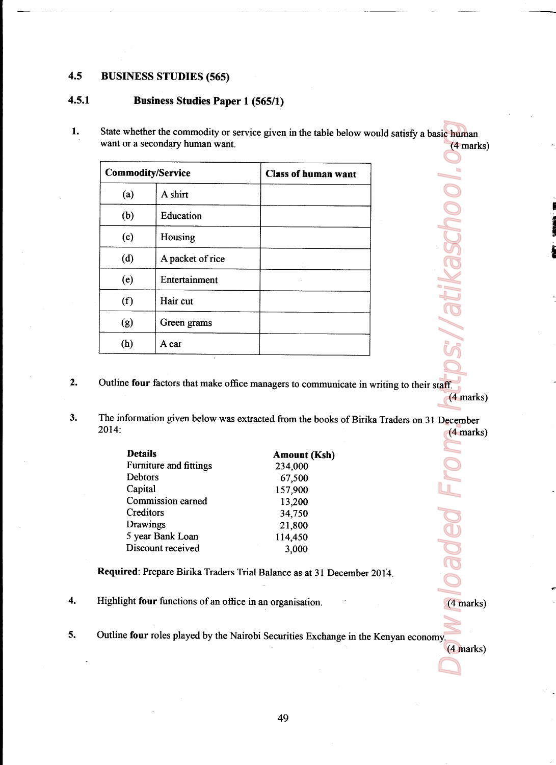## 4.5 BUSINESS STUDIES (565)

### 4.5.1 Business Studies Paper 1 (565/1)

1. State whether the commodity or service given in the table below would satisfy a basic human want or a secondary human want. (4 marks)

| Commodity/Service | | Class of human want |
|---|---|---|
| (a) | A shirt | |
| (b) | Education | |
| (c) | Housing | |
| (d) | A packet of rice | |
| (e) | Entertainment | |
| (f) | Hair cut | |
| (g) | Green grams | |
| (h) | A car | |

2. Outline **four** factors that make office managers to communicate in writing to their staff. (4 marks)

3. The information given below was extracted from the books of Birika Traders on 31 December 2014: (4 marks)

| **Details** | **Amount (Ksh)** |
|---|---|
| Furniture and fittings | 234,000 |
| Debtors | 67,500 |
| Capital | 157,900 |
| Commission earned | 13,200 |
| Creditors | 34,750 |
| Drawings | 21,800 |
| 5 year Bank Loan | 114,450 |
| Discount received | 3,000 |

**Required**: Prepare Birika Traders Trial Balance as at 31 December 2014.

4. Highlight **four** functions of an office in an organisation. (4 marks)

5. Outline **four** roles played by the Nairobi Securities Exchange in the Kenyan economy. (4 marks)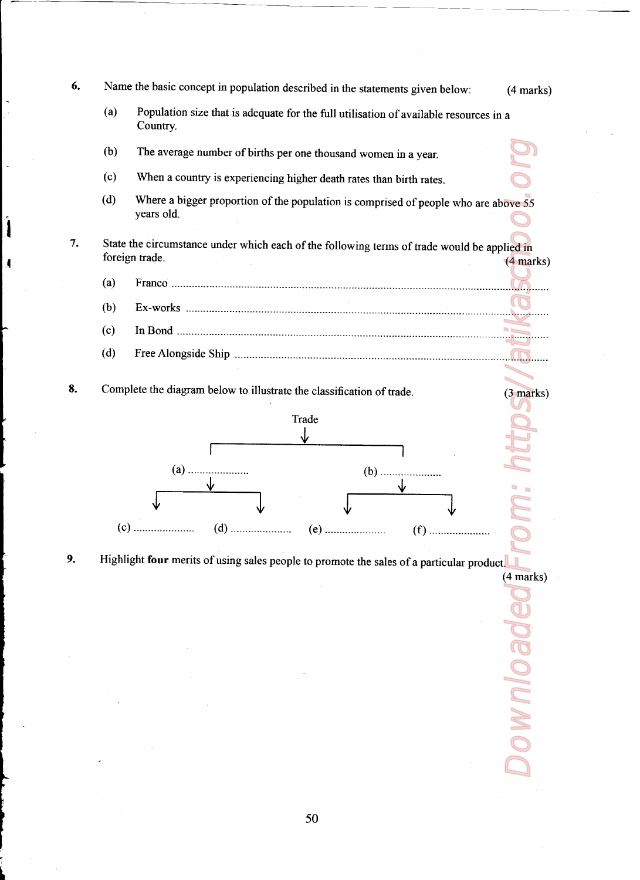6. Name the basic concept in population described in the statements given below: (4 marks)

   (a) Population size that is adequate for the full utilisation of available resources in a Country.

   (b) The average number of births per one thousand women in a year.

   (c) When a country is experiencing higher death rates than birth rates.

   (d) Where a bigger proportion of the population is comprised of people who are above 55 years old.

7. State the circumstance under which each of the following terms of trade would be applied in foreign trade. (4 marks)

   (a) Franco ..............................................................................................................

   (b) Ex-works ..........................................................................................................

   (c) In Bond ............................................................................................................

   (d) Free Alongside Ship ........................................................................................

8. Complete the diagram below to illustrate the classification of trade. (3 marks)

```
                          Trade
                            ↓
            ┌───────────────┴───────────────┐
     (a) ....................        (b) ....................
            ↓                               ↓
      ┌─────┴─────┐                   ┌─────┴─────┐
      ↓           ↓                   ↓           ↓
(c) ........  (d) ........      (e) ........  (f) ........
```

9. Highlight **four** merits of using sales people to promote the sales of a particular product. (4 marks)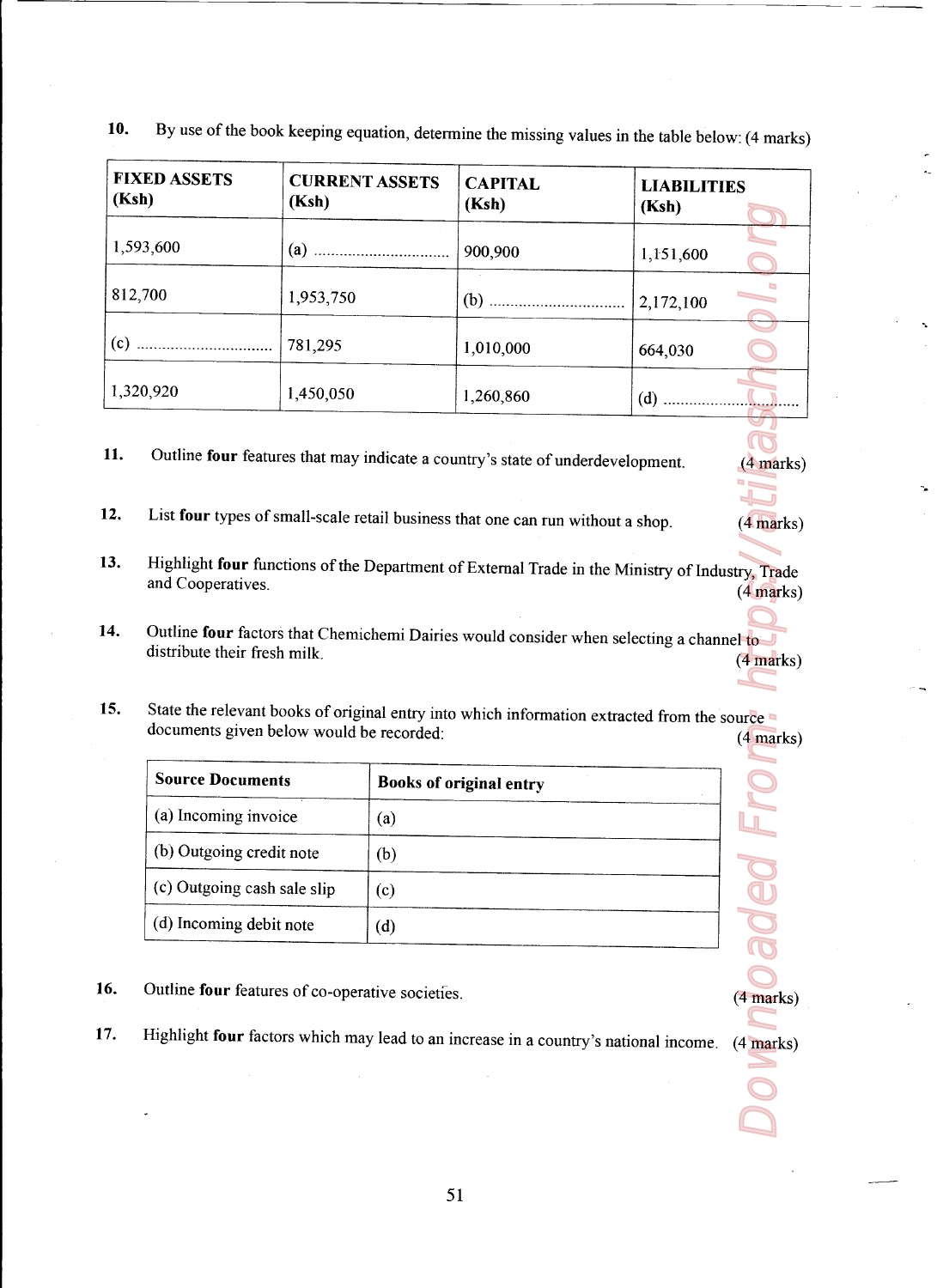10. By use of the book keeping equation, determine the missing values in the table below: (4 marks)

| FIXED ASSETS (Ksh) | CURRENT ASSETS (Ksh) | CAPITAL (Ksh) | LIABILITIES (Ksh) |
|---|---|---|---|
| 1,593,600 | (a) ............................... | 900,900 | 1,151,600 |
| 812,700 | 1,953,750 | (b) ............................... | 2,172,100 |
| (c) ............................... | 781,295 | 1,010,000 | 664,030 |
| 1,320,920 | 1,450,050 | 1,260,860 | (d) ............................... |

11. Outline **four** features that may indicate a country's state of underdevelopment. (4 marks)

12. List **four** types of small-scale retail business that one can run without a shop. (4 marks)

13. Highlight **four** functions of the Department of External Trade in the Ministry of Industry, Trade and Cooperatives. (4 marks)

14. Outline **four** factors that Chemichemi Dairies would consider when selecting a channel to distribute their fresh milk. (4 marks)

15. State the relevant books of original entry into which information extracted from the source documents given below would be recorded: (4 marks)

| Source Documents | Books of original entry |
|---|---|
| (a) Incoming invoice | (a) |
| (b) Outgoing credit note | (b) |
| (c) Outgoing cash sale slip | (c) |
| (d) Incoming debit note | (d) |

16. Outline **four** features of co-operative societies. (4 marks)

17. Highlight **four** factors which may lead to an increase in a country's national income. (4 marks)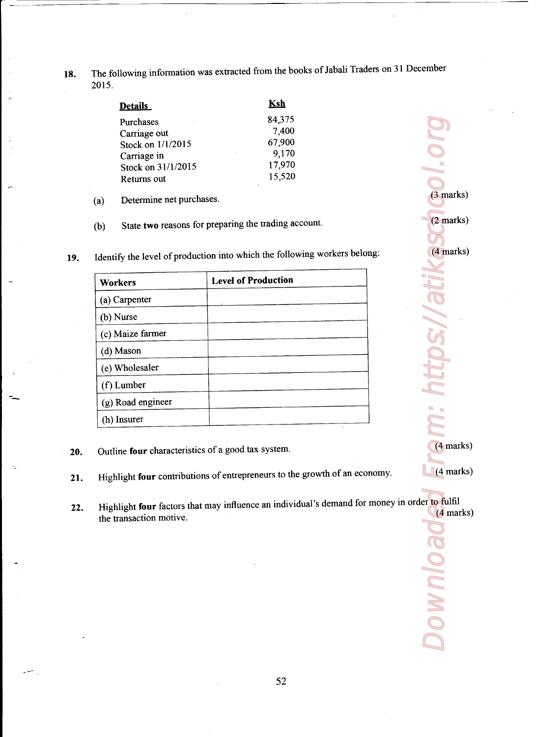**18.** The following information was extracted from the books of Jabali Traders on 31 December 2015.

| **Details** | **Ksh** |
|---|---|
| Purchases | 84,375 |
| Carriage out | 7,400 |
| Stock on 1/1/2015 | 67,900 |
| Carriage in | 9,170 |
| Stock on 31/1/2015 | 17,970 |
| Returns out | 15,520 |

(a) Determine net purchases. (3 marks)

(b) State **two** reasons for preparing the trading account. (2 marks)

**19.** Identify the level of production into which the following workers belong: (4 marks)

| Workers | Level of Production |
|---|---|
| (a) Carpenter | |
| (b) Nurse | |
| (c) Maize farmer | |
| (d) Mason | |
| (e) Wholesaler | |
| (f) Lumber | |
| (g) Road engineer | |
| (h) Insurer | |

**20.** Outline **four** characteristics of a good tax system. (4 marks)

**21.** Highlight **four** contributions of entrepreneurs to the growth of an economy. (4 marks)

**22.** Highlight **four** factors that may influence an individual's demand for money in order to fulfil the transaction motive. (4 marks)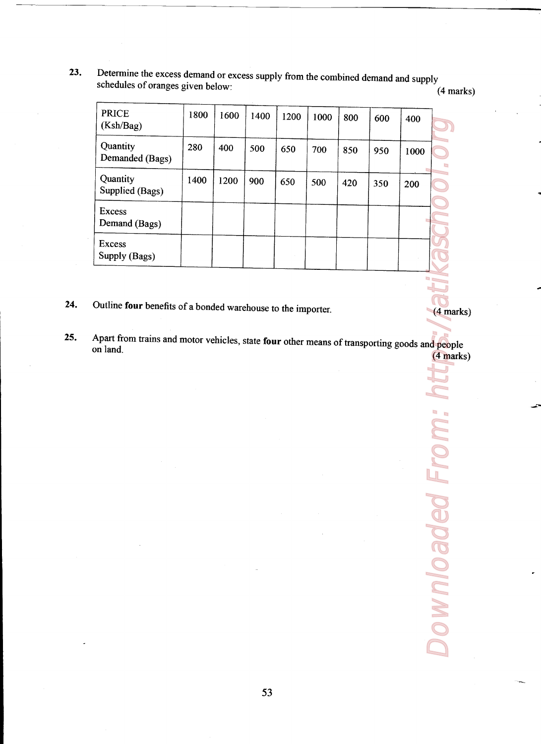23. Determine the excess demand or excess supply from the combined demand and supply schedules of oranges given below: (4 marks)

| | | | | | | | | |
|---|---|---|---|---|---|---|---|---|
| PRICE (Ksh/Bag) | 1800 | 1600 | 1400 | 1200 | 1000 | 800 | 600 | 400 |
| Quantity Demanded (Bags) | 280 | 400 | 500 | 650 | 700 | 850 | 950 | 1000 |
| Quantity Supplied (Bags) | 1400 | 1200 | 900 | 650 | 500 | 420 | 350 | 200 |
| Excess Demand (Bags) | | | | | | | | |
| Excess Supply (Bags) | | | | | | | | |

24. Outline **four** benefits of a bonded warehouse to the importer. (4 marks)

25. Apart from trains and motor vehicles, state **four** other means of transporting goods and people on land. (4 marks)